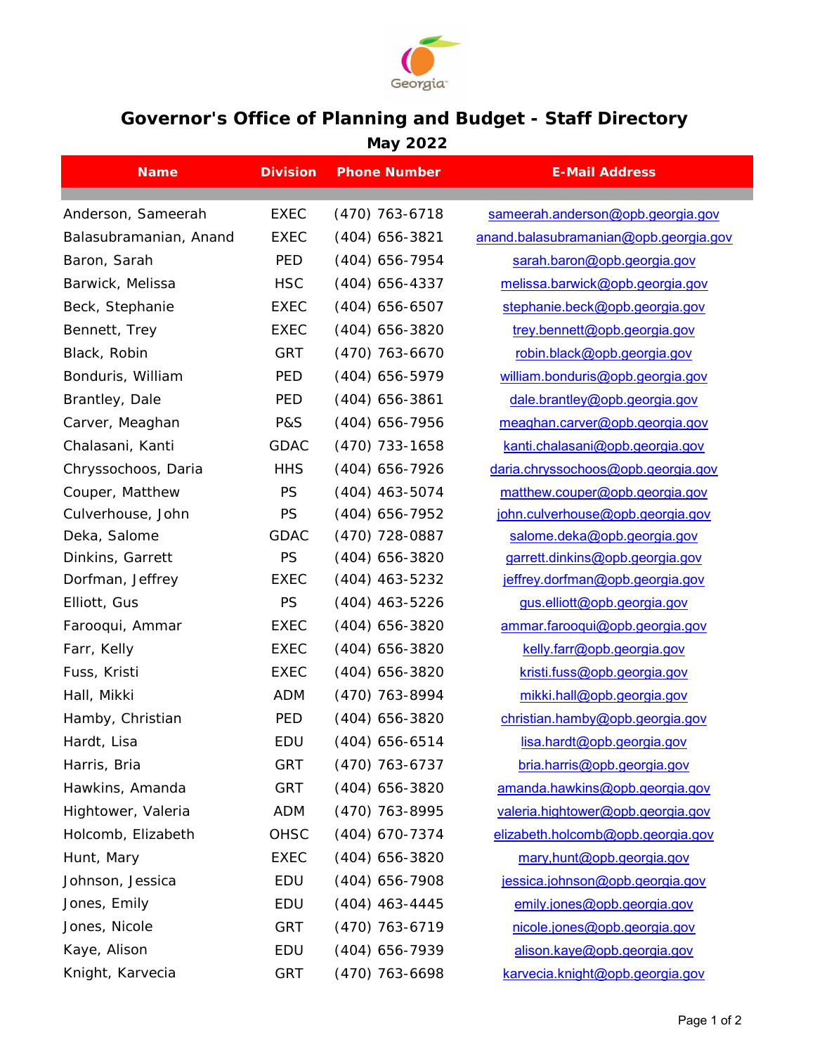# Governor's Office of Planning and Budget - Staff Directory

## May 2022

| Name | Division | Phone Number | E-Mail Address |
|---|---|---|---|
| Anderson, Sameerah | EXEC | (470) 763-6718 | sameerah.anderson@opb.georgia.gov |
| Balasubramanian, Anand | EXEC | (404) 656-3821 | anand.balasubramanian@opb.georgia.gov |
| Baron, Sarah | PED | (404) 656-7954 | sarah.baron@opb.georgia.gov |
| Barwick, Melissa | HSC | (404) 656-4337 | melissa.barwick@opb.georgia.gov |
| Beck, Stephanie | EXEC | (404) 656-6507 | stephanie.beck@opb.georgia.gov |
| Bennett, Trey | EXEC | (404) 656-3820 | trey.bennett@opb.georgia.gov |
| Black, Robin | GRT | (470) 763-6670 | robin.black@opb.georgia.gov |
| Bonduris, William | PED | (404) 656-5979 | william.bonduris@opb.georgia.gov |
| Brantley, Dale | PED | (404) 656-3861 | dale.brantley@opb.georgia.gov |
| Carver, Meaghan | P&S | (404) 656-7956 | meaghan.carver@opb.georgia.gov |
| Chalasani, Kanti | GDAC | (470) 733-1658 | kanti.chalasani@opb.georgia.gov |
| Chryssochoos, Daria | HHS | (404) 656-7926 | daria.chryssochoos@opb.georgia.gov |
| Couper, Matthew | PS | (404) 463-5074 | matthew.couper@opb.georgia.gov |
| Culverhouse, John | PS | (404) 656-7952 | john.culverhouse@opb.georgia.gov |
| Deka, Salome | GDAC | (470) 728-0887 | salome.deka@opb.georgia.gov |
| Dinkins, Garrett | PS | (404) 656-3820 | garrett.dinkins@opb.georgia.gov |
| Dorfman, Jeffrey | EXEC | (404) 463-5232 | jeffrey.dorfman@opb.georgia.gov |
| Elliott, Gus | PS | (404) 463-5226 | gus.elliott@opb.georgia.gov |
| Farooqui, Ammar | EXEC | (404) 656-3820 | ammar.farooqui@opb.georgia.gov |
| Farr, Kelly | EXEC | (404) 656-3820 | kelly.farr@opb.georgia.gov |
| Fuss, Kristi | EXEC | (404) 656-3820 | kristi.fuss@opb.georgia.gov |
| Hall, Mikki | ADM | (470) 763-8994 | mikki.hall@opb.georgia.gov |
| Hamby, Christian | PED | (404) 656-3820 | christian.hamby@opb.georgia.gov |
| Hardt, Lisa | EDU | (404) 656-6514 | lisa.hardt@opb.georgia.gov |
| Harris, Bria | GRT | (470) 763-6737 | bria.harris@opb.georgia.gov |
| Hawkins, Amanda | GRT | (404) 656-3820 | amanda.hawkins@opb.georgia.gov |
| Hightower, Valeria | ADM | (470) 763-8995 | valeria.hightower@opb.georgia.gov |
| Holcomb, Elizabeth | OHSC | (404) 670-7374 | elizabeth.holcomb@opb.georgia.gov |
| Hunt, Mary | EXEC | (404) 656-3820 | mary.hunt@opb.georgia.gov |
| Johnson, Jessica | EDU | (404) 656-7908 | jessica.johnson@opb.georgia.gov |
| Jones, Emily | EDU | (404) 463-4445 | emily.jones@opb.georgia.gov |
| Jones, Nicole | GRT | (470) 763-6719 | nicole.jones@opb.georgia.gov |
| Kaye, Alison | EDU | (404) 656-7939 | alison.kaye@opb.georgia.gov |
| Knight, Karvecia | GRT | (470) 763-6698 | karvecia.knight@opb.georgia.gov |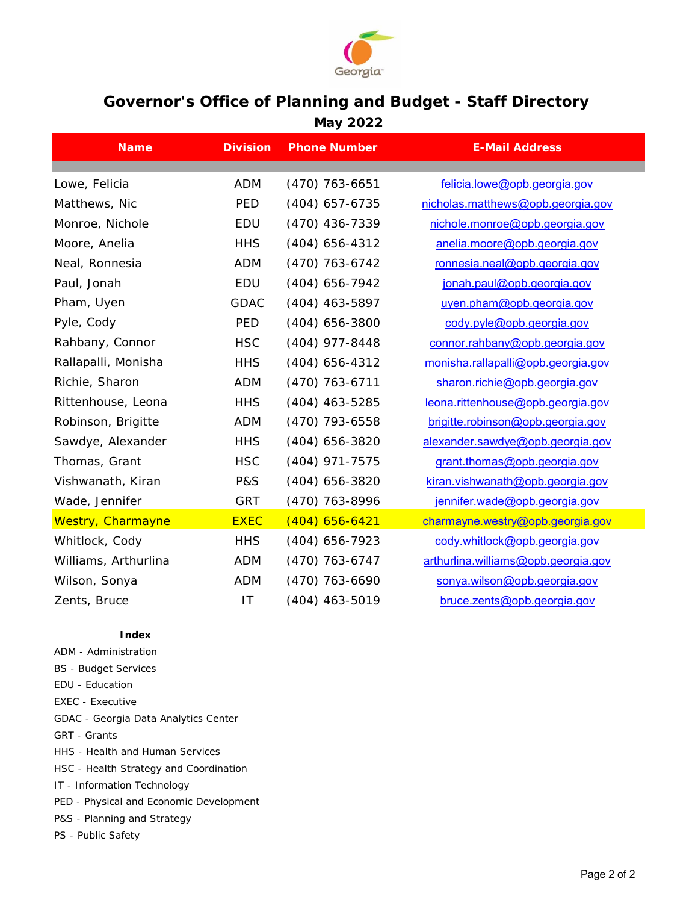# Governor's Office of Planning and Budget - Staff Directory

**May 2022**

| Name | Division | Phone Number | E-Mail Address |
|---|---|---|---|
| Lowe, Felicia | ADM | (470) 763-6651 | felicia.lowe@opb.georgia.gov |
| Matthews, Nic | PED | (404) 657-6735 | nicholas.matthews@opb.georgia.gov |
| Monroe, Nichole | EDU | (470) 436-7339 | nichole.monroe@opb.georgia.gov |
| Moore, Anelia | HHS | (404) 656-4312 | anelia.moore@opb.georgia.gov |
| Neal, Ronnesia | ADM | (470) 763-6742 | ronnesia.neal@opb.georgia.gov |
| Paul, Jonah | EDU | (404) 656-7942 | jonah.paul@opb.georgia.gov |
| Pham, Uyen | GDAC | (404) 463-5897 | uyen.pham@opb.georgia.gov |
| Pyle, Cody | PED | (404) 656-3800 | cody.pyle@opb.georgia.gov |
| Rahbany, Connor | HSC | (404) 977-8448 | connor.rahbany@opb.georgia.gov |
| Rallapalli, Monisha | HHS | (404) 656-4312 | monisha.rallapalli@opb.georgia.gov |
| Richie, Sharon | ADM | (470) 763-6711 | sharon.richie@opb.georgia.gov |
| Rittenhouse, Leona | HHS | (404) 463-5285 | leona.rittenhouse@opb.georgia.gov |
| Robinson, Brigitte | ADM | (470) 793-6558 | brigitte.robinson@opb.georgia.gov |
| Sawdye, Alexander | HHS | (404) 656-3820 | alexander.sawdye@opb.georgia.gov |
| Thomas, Grant | HSC | (404) 971-7575 | grant.thomas@opb.georgia.gov |
| Vishwanath, Kiran | P&S | (404) 656-3820 | kiran.vishwanath@opb.georgia.gov |
| Wade, Jennifer | GRT | (470) 763-8996 | jennifer.wade@opb.georgia.gov |
| Westry, Charmayne | EXEC | (404) 656-6421 | charmayne.westry@opb.georgia.gov |
| Whitlock, Cody | HHS | (404) 656-7923 | cody.whitlock@opb.georgia.gov |
| Williams, Arthurlina | ADM | (470) 763-6747 | arthurlina.williams@opb.georgia.gov |
| Wilson, Sonya | ADM | (470) 763-6690 | sonya.wilson@opb.georgia.gov |
| Zents, Bruce | IT | (404) 463-5019 | bruce.zents@opb.georgia.gov |

**Index**

ADM - Administration
BS - Budget Services
EDU - Education
EXEC - Executive
GDAC - Georgia Data Analytics Center
GRT - Grants
HHS - Health and Human Services
HSC - Health Strategy and Coordination
IT - Information Technology
PED - Physical and Economic Development
P&S - Planning and Strategy
PS - Public Safety